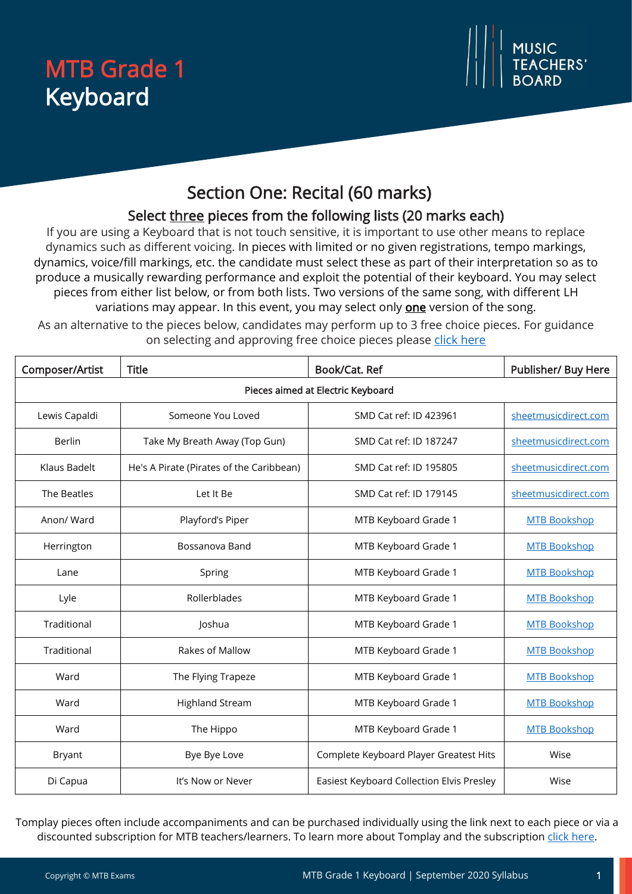# MTB Grade 1
# Keyboard

MUSIC TEACHERS' BOARD

## Section One: Recital (60 marks)

### Select <u>three</u> pieces from the following lists (20 marks each)

If you are using a Keyboard that is not touch sensitive, it is important to use other means to replace dynamics such as different voicing. In pieces with limited or no given registrations, tempo markings, dynamics, voice/fill markings, etc. the candidate must select these as part of their interpretation so as to produce a musically rewarding performance and exploit the potential of their keyboard. You may select pieces from either list below, or from both lists. Two versions of the same song, with different LH variations may appear. In this event, you may select only **<u>one</u>** version of the song.

As an alternative to the pieces below, candidates may perform up to 3 free choice pieces. For guidance on selecting and approving free choice pieces please click here

| Composer/Artist | Title | Book/Cat. Ref | Publisher/ Buy Here |
|---|---|---|---|
| Pieces aimed at Electric Keyboard | | | |
| Lewis Capaldi | Someone You Loved | SMD Cat ref: ID 423961 | sheetmusicdirect.com |
| Berlin | Take My Breath Away (Top Gun) | SMD Cat ref: ID 187247 | sheetmusicdirect.com |
| Klaus Badelt | He's A Pirate (Pirates of the Caribbean) | SMD Cat ref: ID 195805 | sheetmusicdirect.com |
| The Beatles | Let It Be | SMD Cat ref: ID 179145 | sheetmusicdirect.com |
| Anon/ Ward | Playford's Piper | MTB Keyboard Grade 1 | MTB Bookshop |
| Herrington | Bossanova Band | MTB Keyboard Grade 1 | MTB Bookshop |
| Lane | Spring | MTB Keyboard Grade 1 | MTB Bookshop |
| Lyle | Rollerblades | MTB Keyboard Grade 1 | MTB Bookshop |
| Traditional | Joshua | MTB Keyboard Grade 1 | MTB Bookshop |
| Traditional | Rakes of Mallow | MTB Keyboard Grade 1 | MTB Bookshop |
| Ward | The Flying Trapeze | MTB Keyboard Grade 1 | MTB Bookshop |
| Ward | Highland Stream | MTB Keyboard Grade 1 | MTB Bookshop |
| Ward | The Hippo | MTB Keyboard Grade 1 | MTB Bookshop |
| Bryant | Bye Bye Love | Complete Keyboard Player Greatest Hits | Wise |
| Di Capua | It's Now or Never | Easiest Keyboard Collection Elvis Presley | Wise |

Tomplay pieces often include accompaniments and can be purchased individually using the link next to each piece or via a discounted subscription for MTB teachers/learners. To learn more about Tomplay and the subscription click here.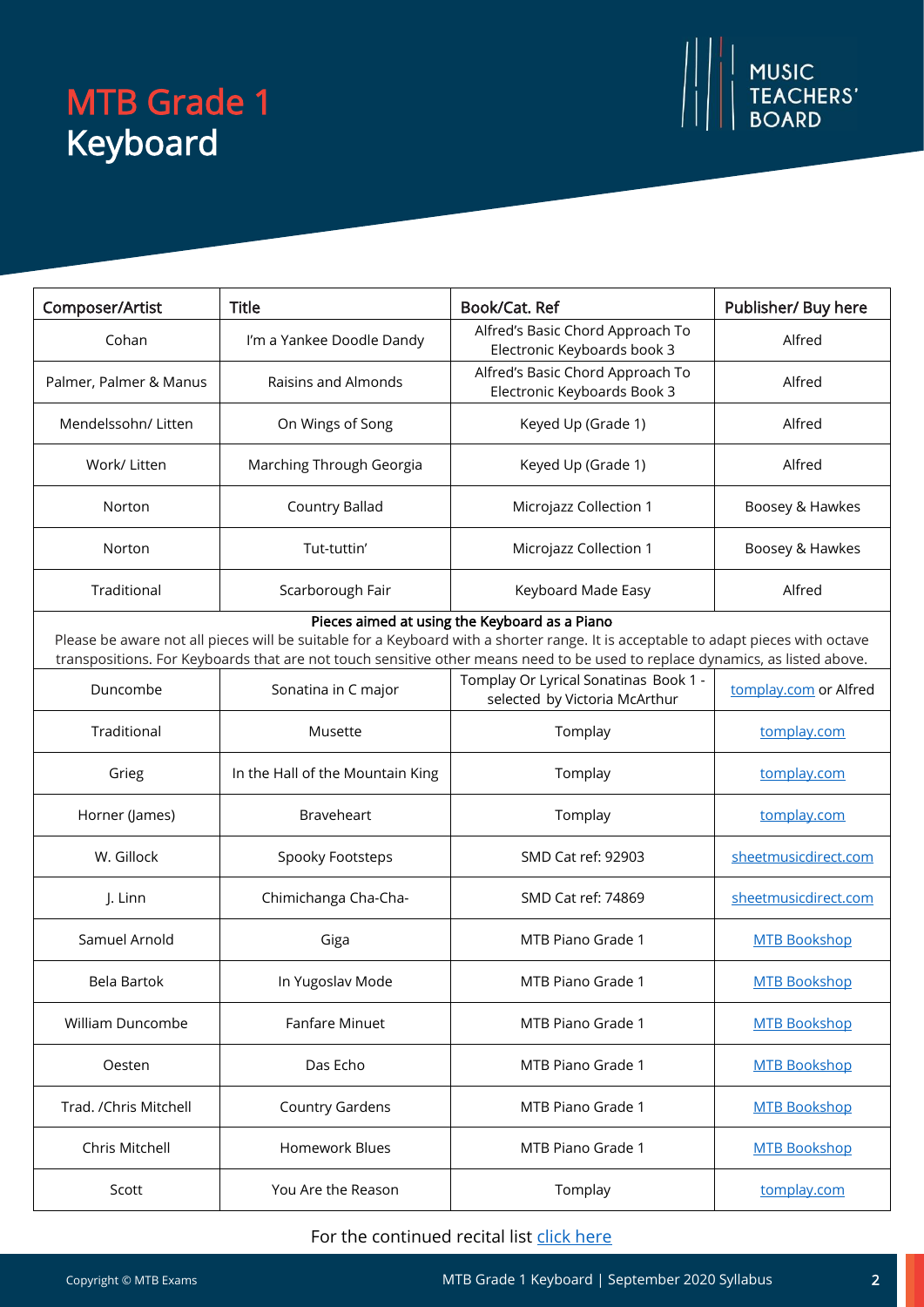# MTB Grade 1
# Keyboard

MUSIC TEACHERS' BOARD

| Composer/Artist | Title | Book/Cat. Ref | Publisher/ Buy here |
|---|---|---|---|
| Cohan | I'm a Yankee Doodle Dandy | Alfred's Basic Chord Approach To Electronic Keyboards book 3 | Alfred |
| Palmer, Palmer & Manus | Raisins and Almonds | Alfred's Basic Chord Approach To Electronic Keyboards Book 3 | Alfred |
| Mendelssohn/ Litten | On Wings of Song | Keyed Up (Grade 1) | Alfred |
| Work/ Litten | Marching Through Georgia | Keyed Up (Grade 1) | Alfred |
| Norton | Country Ballad | Microjazz Collection 1 | Boosey & Hawkes |
| Norton | Tut-tuttin' | Microjazz Collection 1 | Boosey & Hawkes |
| Traditional | Scarborough Fair | Keyboard Made Easy | Alfred |
| **Pieces aimed at using the Keyboard as a Piano** Please be aware not all pieces will be suitable for a Keyboard with a shorter range. It is acceptable to adapt pieces with octave transpositions. For Keyboards that are not touch sensitive other means need to be used to replace dynamics, as listed above. | | | |
| Duncombe | Sonatina in C major | Tomplay Or Lyrical Sonatinas Book 1 - selected by Victoria McArthur | tomplay.com or Alfred |
| Traditional | Musette | Tomplay | tomplay.com |
| Grieg | In the Hall of the Mountain King | Tomplay | tomplay.com |
| Horner (James) | Braveheart | Tomplay | tomplay.com |
| W. Gillock | Spooky Footsteps | SMD Cat ref: 92903 | sheetmusicdirect.com |
| J. Linn | Chimichanga Cha-Cha- | SMD Cat ref: 74869 | sheetmusicdirect.com |
| Samuel Arnold | Giga | MTB Piano Grade 1 | MTB Bookshop |
| Bela Bartok | In Yugoslav Mode | MTB Piano Grade 1 | MTB Bookshop |
| William Duncombe | Fanfare Minuet | MTB Piano Grade 1 | MTB Bookshop |
| Oesten | Das Echo | MTB Piano Grade 1 | MTB Bookshop |
| Trad. /Chris Mitchell | Country Gardens | MTB Piano Grade 1 | MTB Bookshop |
| Chris Mitchell | Homework Blues | MTB Piano Grade 1 | MTB Bookshop |
| Scott | You Are the Reason | Tomplay | tomplay.com |

For the continued recital list click here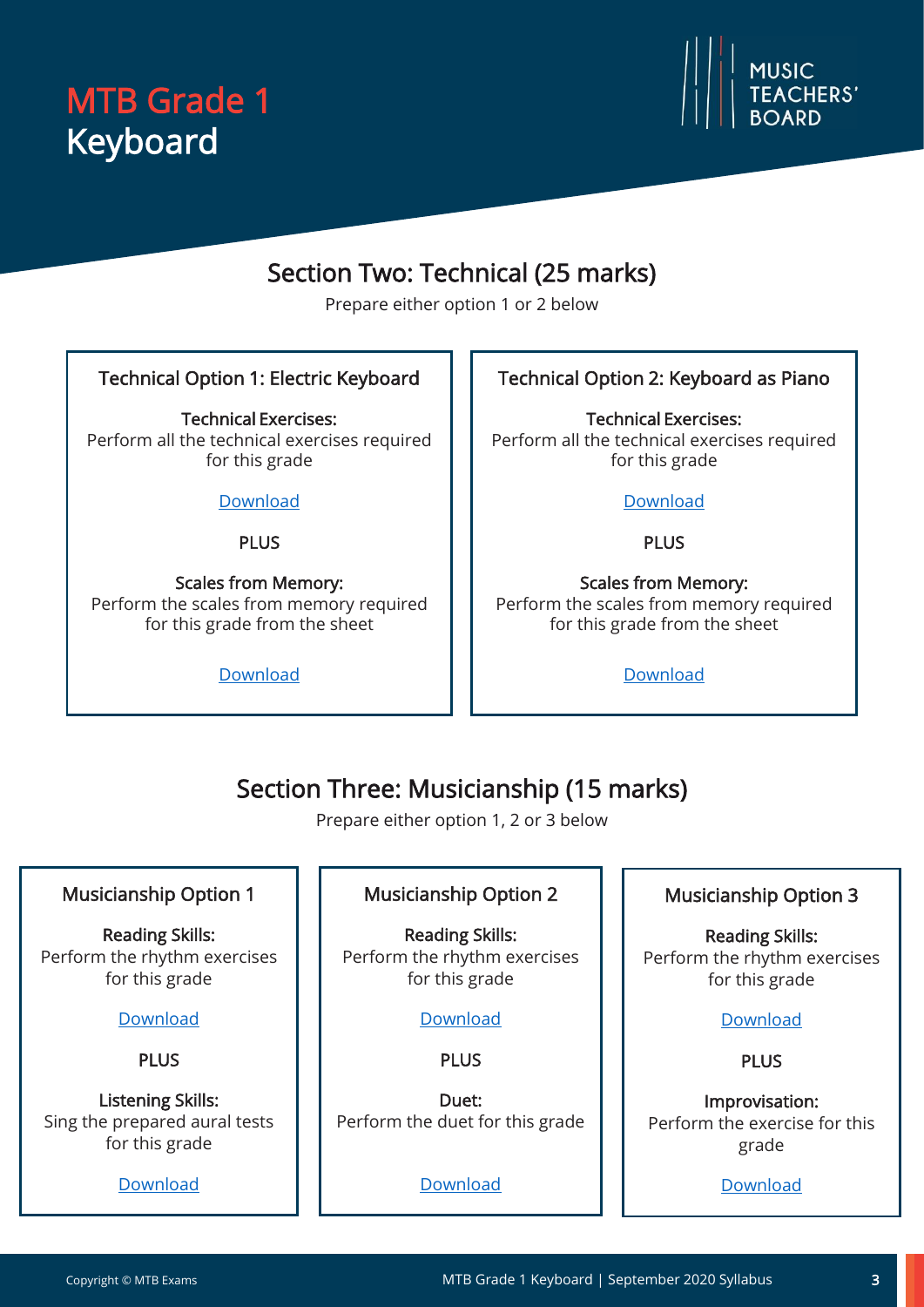# MTB Grade 1
# Keyboard

MUSIC TEACHERS' BOARD

## Section Two: Technical (25 marks)

Prepare either option 1 or 2 below

### Technical Option 1: Electric Keyboard

**Technical Exercises:**
Perform all the technical exercises required for this grade

Download

PLUS

**Scales from Memory:**
Perform the scales from memory required for this grade from the sheet

Download

### Technical Option 2: Keyboard as Piano

**Technical Exercises:**
Perform all the technical exercises required for this grade

Download

PLUS

**Scales from Memory:**
Perform the scales from memory required for this grade from the sheet

Download

## Section Three: Musicianship (15 marks)

Prepare either option 1, 2 or 3 below

### Musicianship Option 1

**Reading Skills:**
Perform the rhythm exercises for this grade

Download

PLUS

**Listening Skills:**
Sing the prepared aural tests for this grade

Download

### Musicianship Option 2

**Reading Skills:**
Perform the rhythm exercises for this grade

Download

PLUS

**Duet:**
Perform the duet for this grade

Download

### Musicianship Option 3

**Reading Skills:**
Perform the rhythm exercises for this grade

Download

PLUS

**Improvisation:**
Perform the exercise for this grade

Download